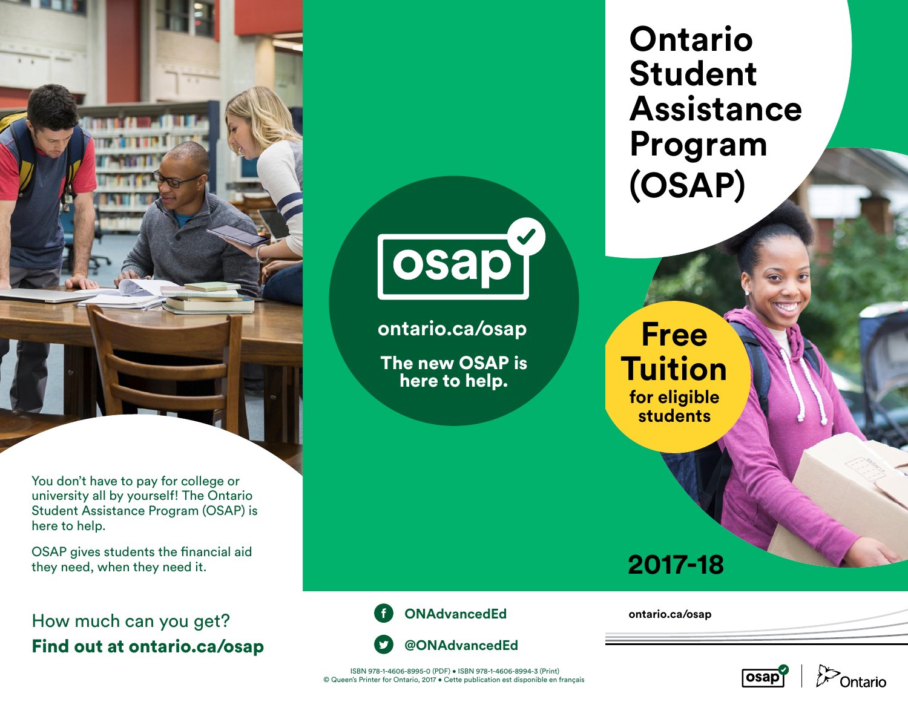# Ontario Student Assistance Program (OSAP)

**Free Tuition** for eligible students

**2017-18**

osap

**ontario.ca/osap**

**The new OSAP is here to help.**

You don't have to pay for college or university all by yourself! The Ontario Student Assistance Program (OSAP) is here to help.

OSAP gives students the financial aid they need, when they need it.

How much can you get?
**Find out at ontario.ca/osap**

**ONAdvancedEd**

**@ONAdvancedEd**

ISBN 978-1-4606-8995-0 (PDF) • ISBN 978-1-4606-8994-3 (Print)
© Queen's Printer for Ontario, 2017 • Cette publication est disponible en français

**ontario.ca/osap**

osap | Ontario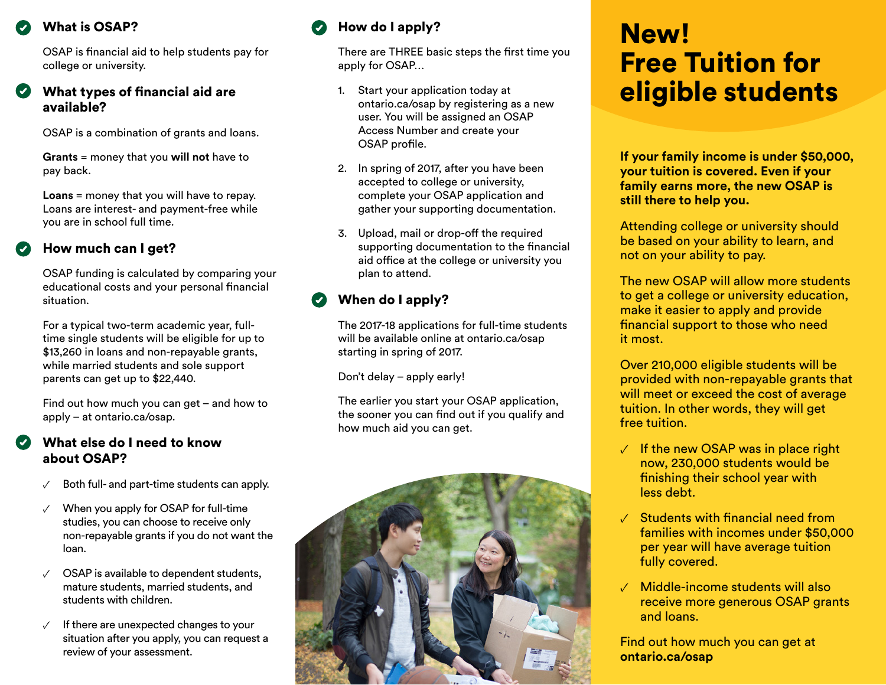## What is OSAP?

OSAP is financial aid to help students pay for college or university.

## What types of financial aid are available?

OSAP is a combination of grants and loans.

**Grants** = money that you **will not** have to pay back.

**Loans** = money that you will have to repay. Loans are interest- and payment-free while you are in school full time.

## How much can I get?

OSAP funding is calculated by comparing your educational costs and your personal financial situation.

For a typical two-term academic year, full-time single students will be eligible for up to $13,260 in loans and non-repayable grants, while married students and sole support parents can get up to $22,440.

Find out how much you can get – and how to apply – at ontario.ca/osap.

## What else do I need to know about OSAP?

- ✓ Both full- and part-time students can apply.
- ✓ When you apply for OSAP for full-time studies, you can choose to receive only non-repayable grants if you do not want the loan.
- ✓ OSAP is available to dependent students, mature students, married students, and students with children.
- ✓ If there are unexpected changes to your situation after you apply, you can request a review of your assessment.

## How do I apply?

There are THREE basic steps the first time you apply for OSAP...

1. Start your application today at ontario.ca/osap by registering as a new user. You will be assigned an OSAP Access Number and create your OSAP profile.
2. In spring of 2017, after you have been accepted to college or university, complete your OSAP application and gather your supporting documentation.
3. Upload, mail or drop-off the required supporting documentation to the financial aid office at the college or university you plan to attend.

## When do I apply?

The 2017-18 applications for full-time students will be available online at ontario.ca/osap starting in spring of 2017.

Don't delay – apply early!

The earlier you start your OSAP application, the sooner you can find out if you qualify and how much aid you can get.

# New! Free Tuition for eligible students

**If your family income is under $50,000, your tuition is covered. Even if your family earns more, the new OSAP is still there to help you.**

Attending college or university should be based on your ability to learn, and not on your ability to pay.

The new OSAP will allow more students to get a college or university education, make it easier to apply and provide financial support to those who need it most.

Over 210,000 eligible students will be provided with non-repayable grants that will meet or exceed the cost of average tuition. In other words, they will get free tuition.

- ✓ If the new OSAP was in place right now, 230,000 students would be finishing their school year with less debt.
- ✓ Students with financial need from families with incomes under $50,000 per year will have average tuition fully covered.
- ✓ Middle-income students will also receive more generous OSAP grants and loans.

Find out how much you can get at **ontario.ca/osap**